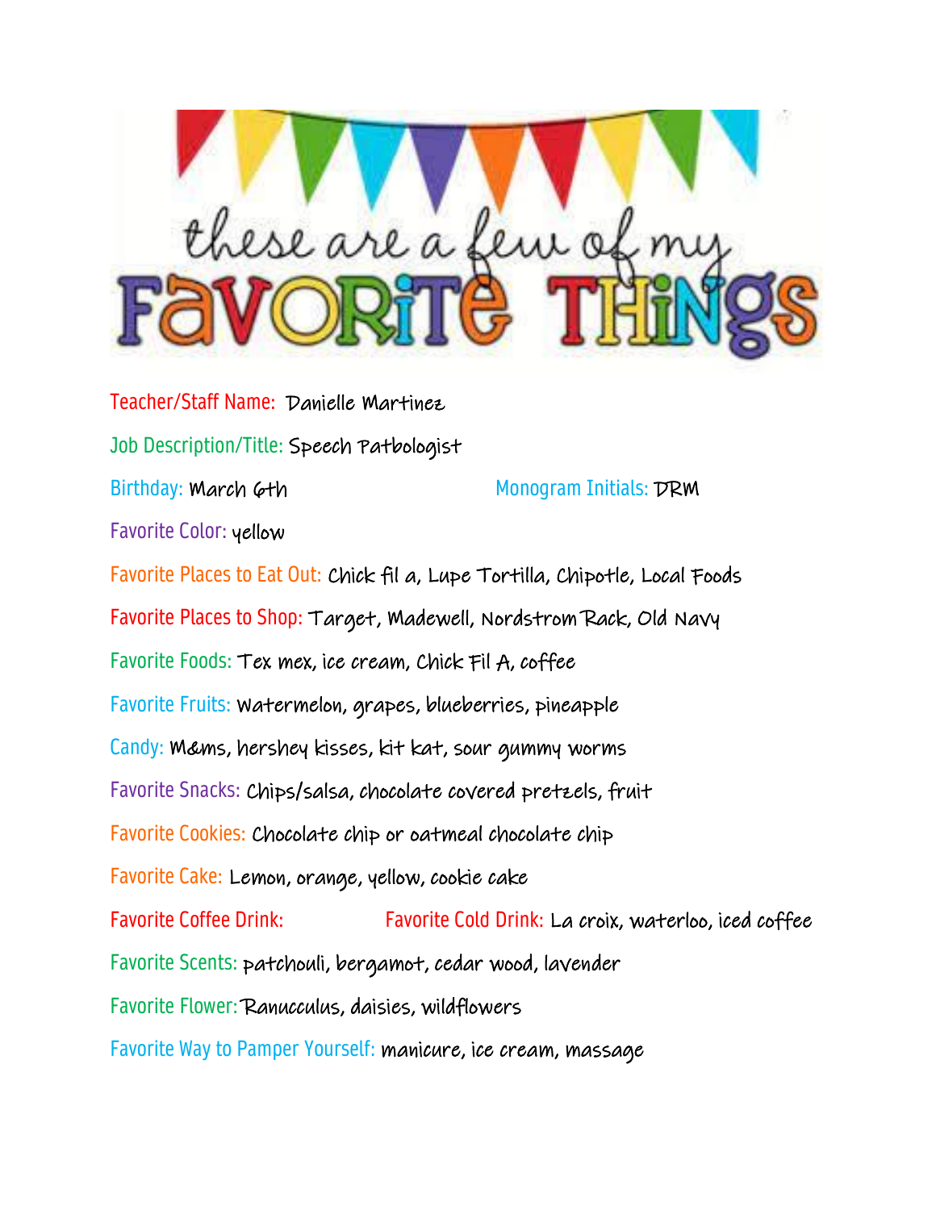# these are a few of my FAVORITE THINGS

Teacher/Staff Name: Danielle Martinez

Job Description/Title: Speech Patbologist

Birthday: March 6th

Monogram Initials: DRM

Favorite Color: yellow

Favorite Places to Eat Out: Chick fil a, Lupe Tortilla, Chipotle, Local Foods

Favorite Places to Shop: Target, Madewell, Nordstrom Rack, Old Navy

Favorite Foods: Tex mex, ice cream, Chick Fil A, coffee

Favorite Fruits: watermelon, grapes, blueberries, pineapple

Candy: M&ms, hershey kisses, kit kat, sour gummy worms

Favorite Snacks: Chips/salsa, chocolate covered pretzels, fruit

Favorite Cookies: Chocolate chip or oatmeal chocolate chip

Favorite Cake: Lemon, orange, yellow, cookie cake

Favorite Coffee Drink:

Favorite Cold Drink: La croix, waterloo, iced coffee

Favorite Scents: patchouli, bergamot, cedar wood, lavender

Favorite Flower: Ranucculus, daisies, wildflowers

Favorite Way to Pamper Yourself: manicure, ice cream, massage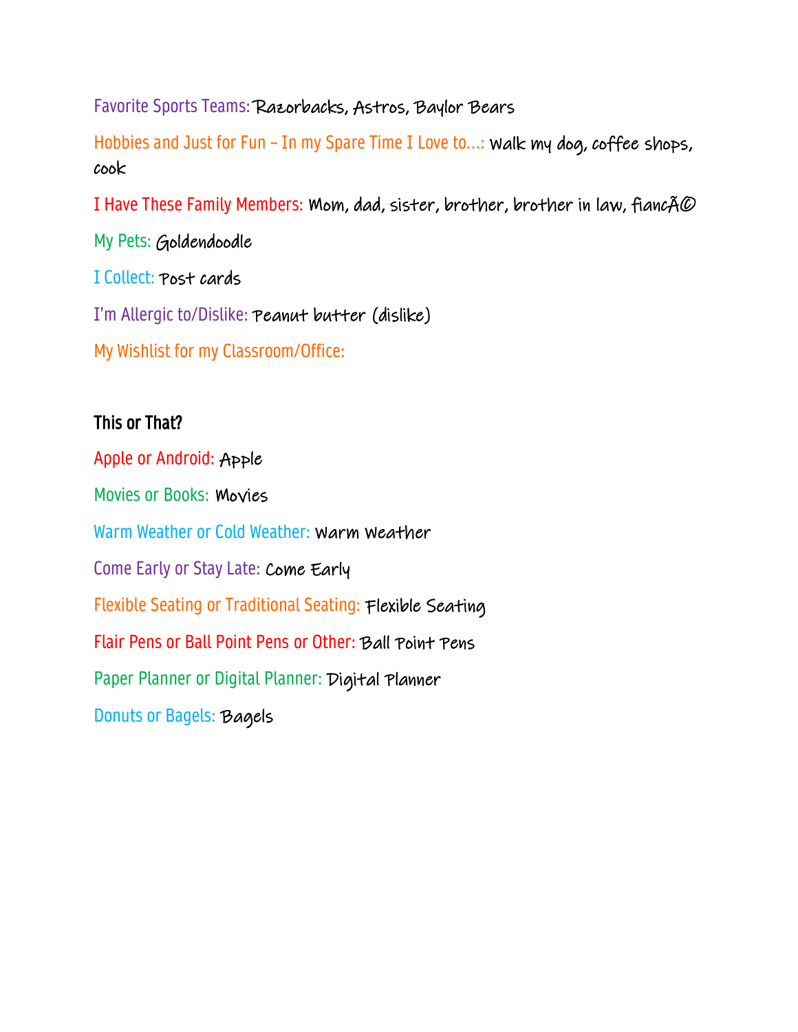Favorite Sports Teams: Razorbacks, Astros, Baylor Bears

Hobbies and Just for Fun – In my Spare Time I Love to…: Walk my dog, coffee shops, cook

I Have These Family Members: Mom, dad, sister, brother, brother in law, fiancÃ©

My Pets: Goldendoodle

I Collect: Post cards

I'm Allergic to/Dislike: Peanut butter (dislike)

My Wishlist for my Classroom/Office:

**This or That?**

Apple or Android: Apple

Movies or Books: Movies

Warm Weather or Cold Weather: Warm Weather

Come Early or Stay Late: Come Early

Flexible Seating or Traditional Seating: Flexible Seating

Flair Pens or Ball Point Pens or Other: Ball Point Pens

Paper Planner or Digital Planner: Digital Planner

Donuts or Bagels: Bagels